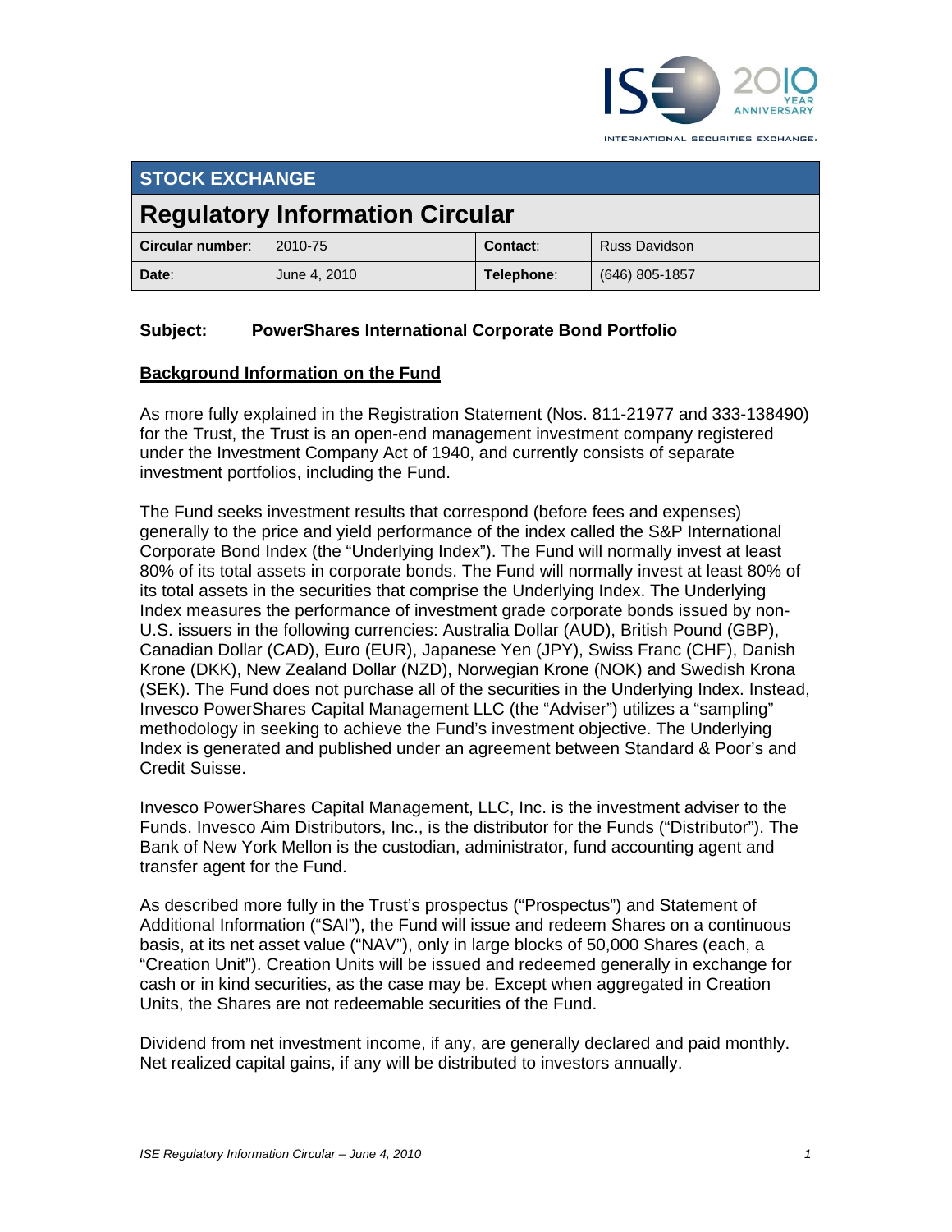## STOCK EXCHANGE

# Regulatory Information Circular

| Circular number: | 2010-75 | Contact: | Russ Davidson |
|---|---|---|---|
| Date: | June 4, 2010 | Telephone: | (646) 805-1857 |

**Subject: PowerShares International Corporate Bond Portfolio**

**Background Information on the Fund**

As more fully explained in the Registration Statement (Nos. 811-21977 and 333-138490) for the Trust, the Trust is an open-end management investment company registered under the Investment Company Act of 1940, and currently consists of separate investment portfolios, including the Fund.

The Fund seeks investment results that correspond (before fees and expenses) generally to the price and yield performance of the index called the S&P International Corporate Bond Index (the "Underlying Index"). The Fund will normally invest at least 80% of its total assets in corporate bonds. The Fund will normally invest at least 80% of its total assets in the securities that comprise the Underlying Index. The Underlying Index measures the performance of investment grade corporate bonds issued by non-U.S. issuers in the following currencies: Australia Dollar (AUD), British Pound (GBP), Canadian Dollar (CAD), Euro (EUR), Japanese Yen (JPY), Swiss Franc (CHF), Danish Krone (DKK), New Zealand Dollar (NZD), Norwegian Krone (NOK) and Swedish Krona (SEK). The Fund does not purchase all of the securities in the Underlying Index. Instead, Invesco PowerShares Capital Management LLC (the "Adviser") utilizes a "sampling" methodology in seeking to achieve the Fund's investment objective. The Underlying Index is generated and published under an agreement between Standard & Poor's and Credit Suisse.

Invesco PowerShares Capital Management, LLC, Inc. is the investment adviser to the Funds. Invesco Aim Distributors, Inc., is the distributor for the Funds ("Distributor"). The Bank of New York Mellon is the custodian, administrator, fund accounting agent and transfer agent for the Fund.

As described more fully in the Trust's prospectus ("Prospectus") and Statement of Additional Information ("SAI"), the Fund will issue and redeem Shares on a continuous basis, at its net asset value ("NAV"), only in large blocks of 50,000 Shares (each, a "Creation Unit"). Creation Units will be issued and redeemed generally in exchange for cash or in kind securities, as the case may be. Except when aggregated in Creation Units, the Shares are not redeemable securities of the Fund.

Dividend from net investment income, if any, are generally declared and paid monthly. Net realized capital gains, if any will be distributed to investors annually.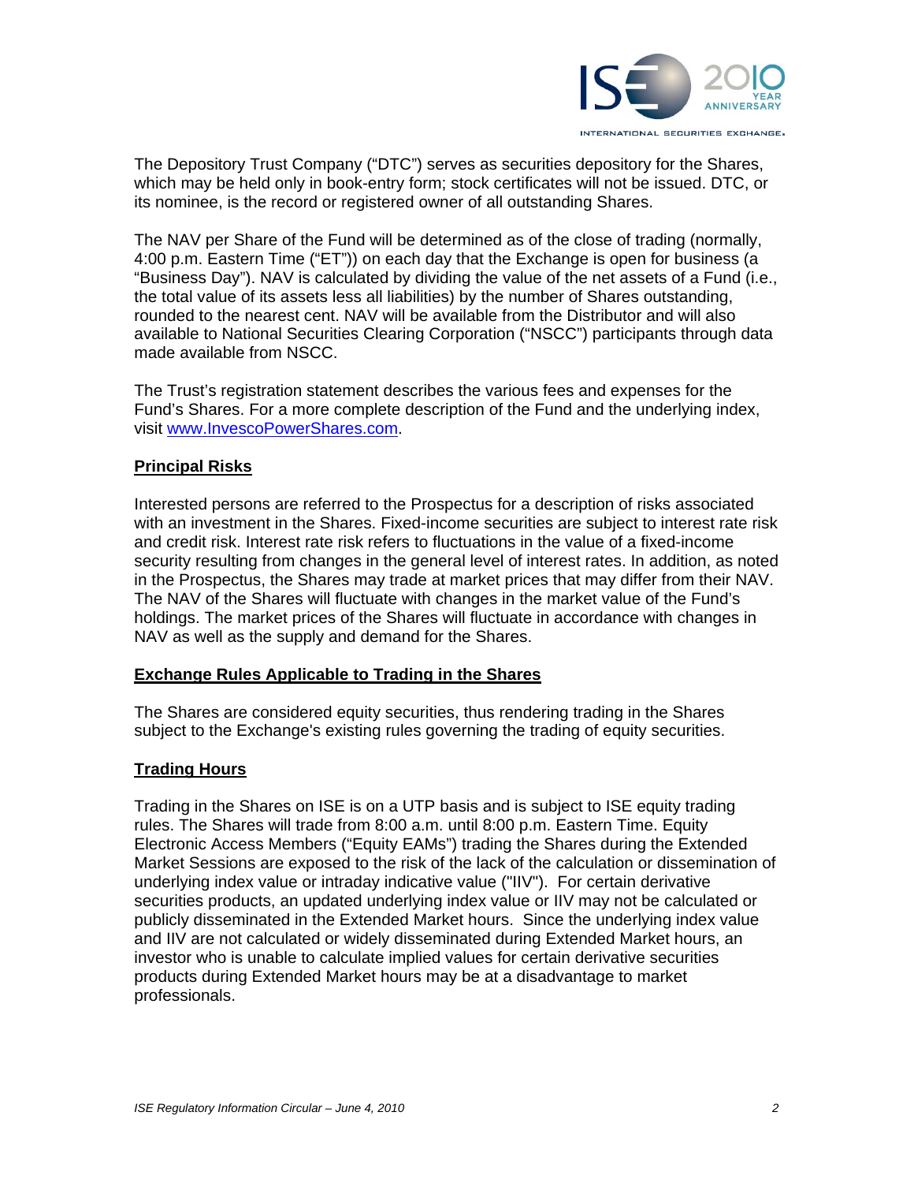The Depository Trust Company ("DTC") serves as securities depository for the Shares, which may be held only in book-entry form; stock certificates will not be issued. DTC, or its nominee, is the record or registered owner of all outstanding Shares.

The NAV per Share of the Fund will be determined as of the close of trading (normally, 4:00 p.m. Eastern Time ("ET")) on each day that the Exchange is open for business (a "Business Day"). NAV is calculated by dividing the value of the net assets of a Fund (i.e., the total value of its assets less all liabilities) by the number of Shares outstanding, rounded to the nearest cent. NAV will be available from the Distributor and will also available to National Securities Clearing Corporation ("NSCC") participants through data made available from NSCC.

The Trust's registration statement describes the various fees and expenses for the Fund's Shares. For a more complete description of the Fund and the underlying index, visit [www.InvescoPowerShares.com](http://www.InvescoPowerShares.com).

## Principal Risks

Interested persons are referred to the Prospectus for a description of risks associated with an investment in the Shares. Fixed-income securities are subject to interest rate risk and credit risk. Interest rate risk refers to fluctuations in the value of a fixed-income security resulting from changes in the general level of interest rates. In addition, as noted in the Prospectus, the Shares may trade at market prices that may differ from their NAV. The NAV of the Shares will fluctuate with changes in the market value of the Fund's holdings. The market prices of the Shares will fluctuate in accordance with changes in NAV as well as the supply and demand for the Shares.

## Exchange Rules Applicable to Trading in the Shares

The Shares are considered equity securities, thus rendering trading in the Shares subject to the Exchange's existing rules governing the trading of equity securities.

## Trading Hours

Trading in the Shares on ISE is on a UTP basis and is subject to ISE equity trading rules. The Shares will trade from 8:00 a.m. until 8:00 p.m. Eastern Time. Equity Electronic Access Members ("Equity EAMs") trading the Shares during the Extended Market Sessions are exposed to the risk of the lack of the calculation or dissemination of underlying index value or intraday indicative value ("IIV"). For certain derivative securities products, an updated underlying index value or IIV may not be calculated or publicly disseminated in the Extended Market hours. Since the underlying index value and IIV are not calculated or widely disseminated during Extended Market hours, an investor who is unable to calculate implied values for certain derivative securities products during Extended Market hours may be at a disadvantage to market professionals.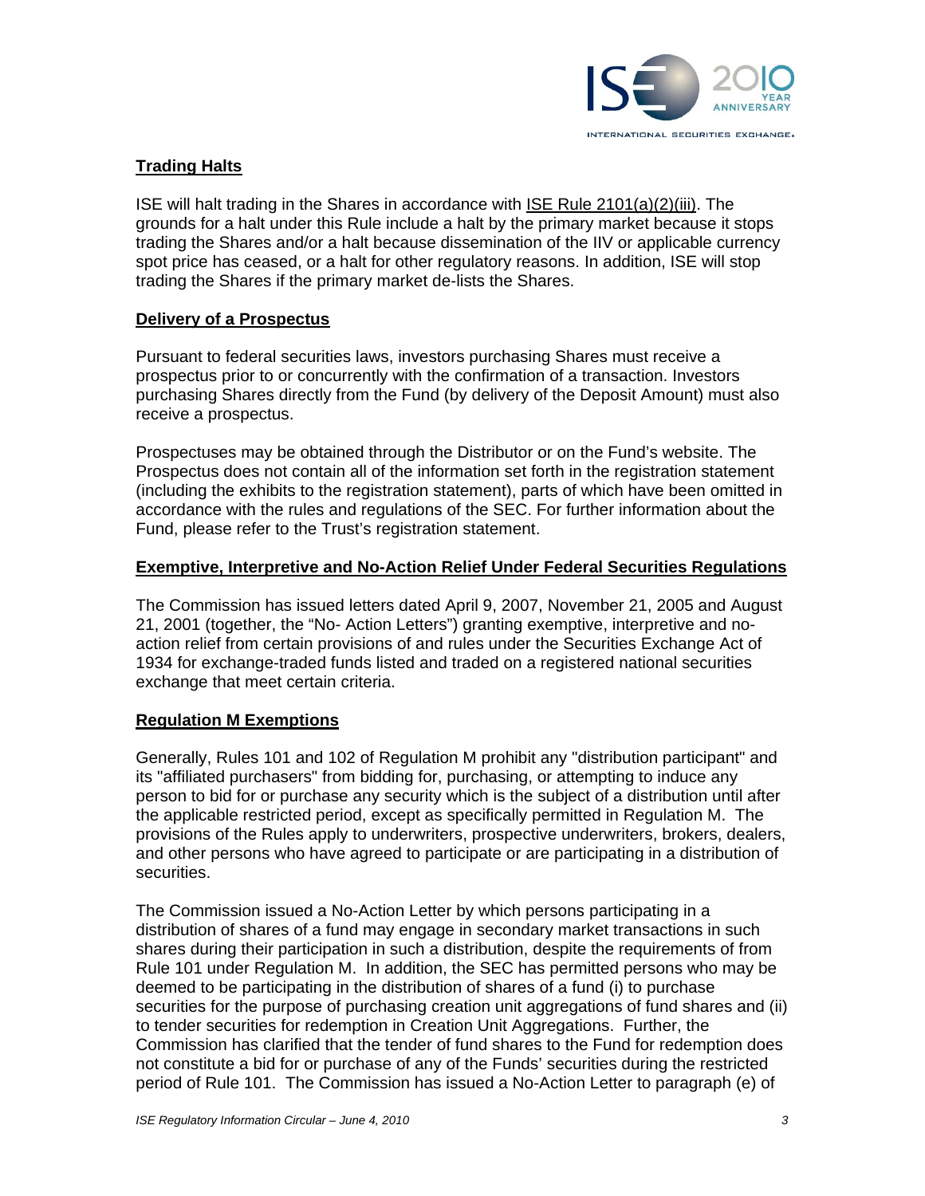## Trading Halts

ISE will halt trading in the Shares in accordance with ISE Rule 2101(a)(2)(iii). The grounds for a halt under this Rule include a halt by the primary market because it stops trading the Shares and/or a halt because dissemination of the IIV or applicable currency spot price has ceased, or a halt for other regulatory reasons. In addition, ISE will stop trading the Shares if the primary market de-lists the Shares.

## Delivery of a Prospectus

Pursuant to federal securities laws, investors purchasing Shares must receive a prospectus prior to or concurrently with the confirmation of a transaction. Investors purchasing Shares directly from the Fund (by delivery of the Deposit Amount) must also receive a prospectus.

Prospectuses may be obtained through the Distributor or on the Fund's website. The Prospectus does not contain all of the information set forth in the registration statement (including the exhibits to the registration statement), parts of which have been omitted in accordance with the rules and regulations of the SEC. For further information about the Fund, please refer to the Trust's registration statement.

## Exemptive, Interpretive and No-Action Relief Under Federal Securities Regulations

The Commission has issued letters dated April 9, 2007, November 21, 2005 and August 21, 2001 (together, the "No- Action Letters") granting exemptive, interpretive and no-action relief from certain provisions of and rules under the Securities Exchange Act of 1934 for exchange-traded funds listed and traded on a registered national securities exchange that meet certain criteria.

## Regulation M Exemptions

Generally, Rules 101 and 102 of Regulation M prohibit any "distribution participant" and its "affiliated purchasers" from bidding for, purchasing, or attempting to induce any person to bid for or purchase any security which is the subject of a distribution until after the applicable restricted period, except as specifically permitted in Regulation M. The provisions of the Rules apply to underwriters, prospective underwriters, brokers, dealers, and other persons who have agreed to participate or are participating in a distribution of securities.

The Commission issued a No-Action Letter by which persons participating in a distribution of shares of a fund may engage in secondary market transactions in such shares during their participation in such a distribution, despite the requirements of from Rule 101 under Regulation M. In addition, the SEC has permitted persons who may be deemed to be participating in the distribution of shares of a fund (i) to purchase securities for the purpose of purchasing creation unit aggregations of fund shares and (ii) to tender securities for redemption in Creation Unit Aggregations. Further, the Commission has clarified that the tender of fund shares to the Fund for redemption does not constitute a bid for or purchase of any of the Funds' securities during the restricted period of Rule 101. The Commission has issued a No-Action Letter to paragraph (e) of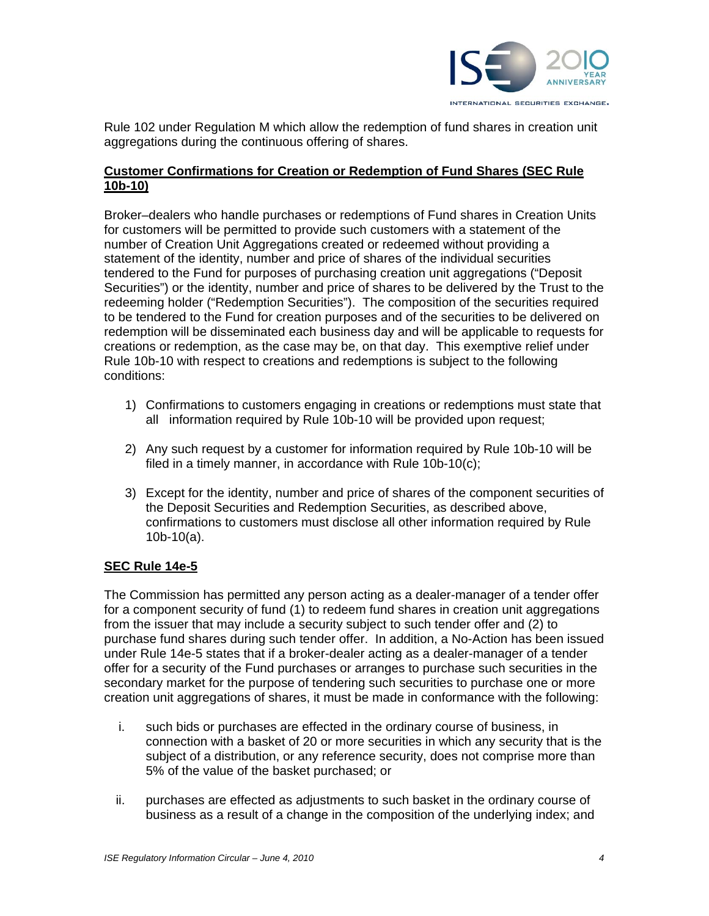Rule 102 under Regulation M which allow the redemption of fund shares in creation unit aggregations during the continuous offering of shares.

**Customer Confirmations for Creation or Redemption of Fund Shares (SEC Rule 10b-10)**

Broker–dealers who handle purchases or redemptions of Fund shares in Creation Units for customers will be permitted to provide such customers with a statement of the number of Creation Unit Aggregations created or redeemed without providing a statement of the identity, number and price of shares of the individual securities tendered to the Fund for purposes of purchasing creation unit aggregations ("Deposit Securities") or the identity, number and price of shares to be delivered by the Trust to the redeeming holder ("Redemption Securities"). The composition of the securities required to be tendered to the Fund for creation purposes and of the securities to be delivered on redemption will be disseminated each business day and will be applicable to requests for creations or redemption, as the case may be, on that day. This exemptive relief under Rule 10b-10 with respect to creations and redemptions is subject to the following conditions:

1) Confirmations to customers engaging in creations or redemptions must state that all information required by Rule 10b-10 will be provided upon request;

2) Any such request by a customer for information required by Rule 10b-10 will be filed in a timely manner, in accordance with Rule 10b-10(c);

3) Except for the identity, number and price of shares of the component securities of the Deposit Securities and Redemption Securities, as described above, confirmations to customers must disclose all other information required by Rule 10b-10(a).

**SEC Rule 14e-5**

The Commission has permitted any person acting as a dealer-manager of a tender offer for a component security of fund (1) to redeem fund shares in creation unit aggregations from the issuer that may include a security subject to such tender offer and (2) to purchase fund shares during such tender offer. In addition, a No-Action has been issued under Rule 14e-5 states that if a broker-dealer acting as a dealer-manager of a tender offer for a security of the Fund purchases or arranges to purchase such securities in the secondary market for the purpose of tendering such securities to purchase one or more creation unit aggregations of shares, it must be made in conformance with the following:

i. such bids or purchases are effected in the ordinary course of business, in connection with a basket of 20 or more securities in which any security that is the subject of a distribution, or any reference security, does not comprise more than 5% of the value of the basket purchased; or

ii. purchases are effected as adjustments to such basket in the ordinary course of business as a result of a change in the composition of the underlying index; and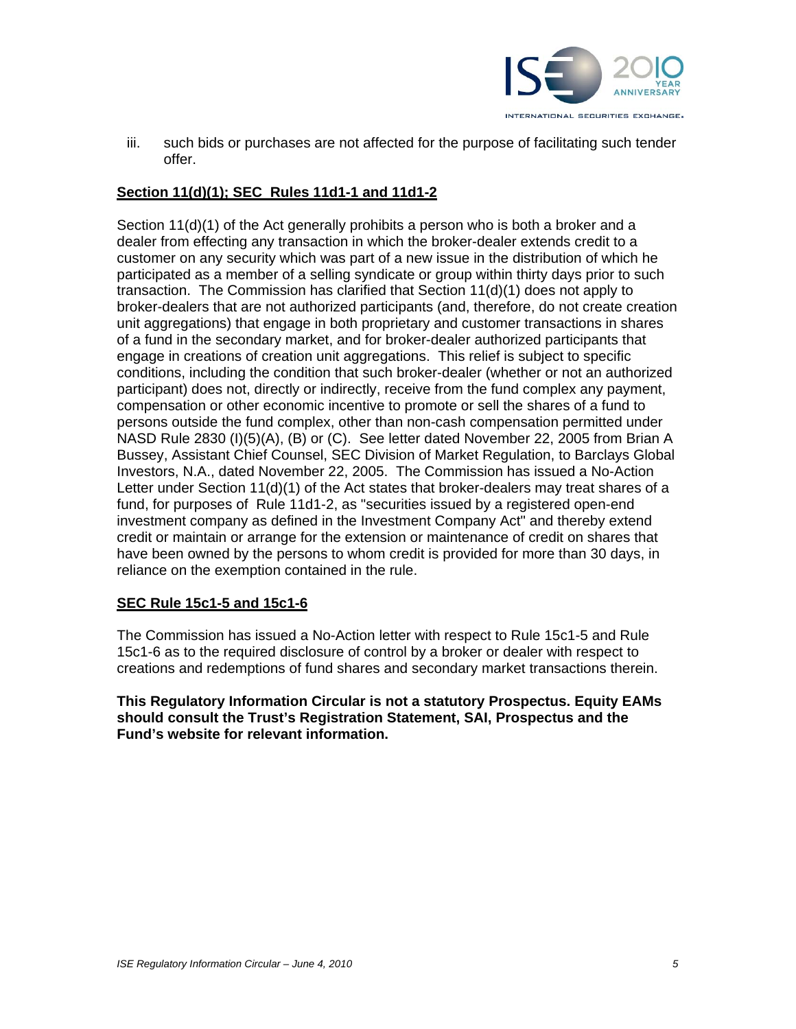iii. such bids or purchases are not affected for the purpose of facilitating such tender offer.

**Section 11(d)(1); SEC Rules 11d1-1 and 11d1-2**

Section 11(d)(1) of the Act generally prohibits a person who is both a broker and a dealer from effecting any transaction in which the broker-dealer extends credit to a customer on any security which was part of a new issue in the distribution of which he participated as a member of a selling syndicate or group within thirty days prior to such transaction. The Commission has clarified that Section 11(d)(1) does not apply to broker-dealers that are not authorized participants (and, therefore, do not create creation unit aggregations) that engage in both proprietary and customer transactions in shares of a fund in the secondary market, and for broker-dealer authorized participants that engage in creations of creation unit aggregations. This relief is subject to specific conditions, including the condition that such broker-dealer (whether or not an authorized participant) does not, directly or indirectly, receive from the fund complex any payment, compensation or other economic incentive to promote or sell the shares of a fund to persons outside the fund complex, other than non-cash compensation permitted under NASD Rule 2830 (I)(5)(A), (B) or (C). See letter dated November 22, 2005 from Brian A Bussey, Assistant Chief Counsel, SEC Division of Market Regulation, to Barclays Global Investors, N.A., dated November 22, 2005. The Commission has issued a No-Action Letter under Section 11(d)(1) of the Act states that broker-dealers may treat shares of a fund, for purposes of Rule 11d1-2, as "securities issued by a registered open-end investment company as defined in the Investment Company Act" and thereby extend credit or maintain or arrange for the extension or maintenance of credit on shares that have been owned by the persons to whom credit is provided for more than 30 days, in reliance on the exemption contained in the rule.

**SEC Rule 15c1-5 and 15c1-6**

The Commission has issued a No-Action letter with respect to Rule 15c1-5 and Rule 15c1-6 as to the required disclosure of control by a broker or dealer with respect to creations and redemptions of fund shares and secondary market transactions therein.

**This Regulatory Information Circular is not a statutory Prospectus. Equity EAMs should consult the Trust's Registration Statement, SAI, Prospectus and the Fund's website for relevant information.**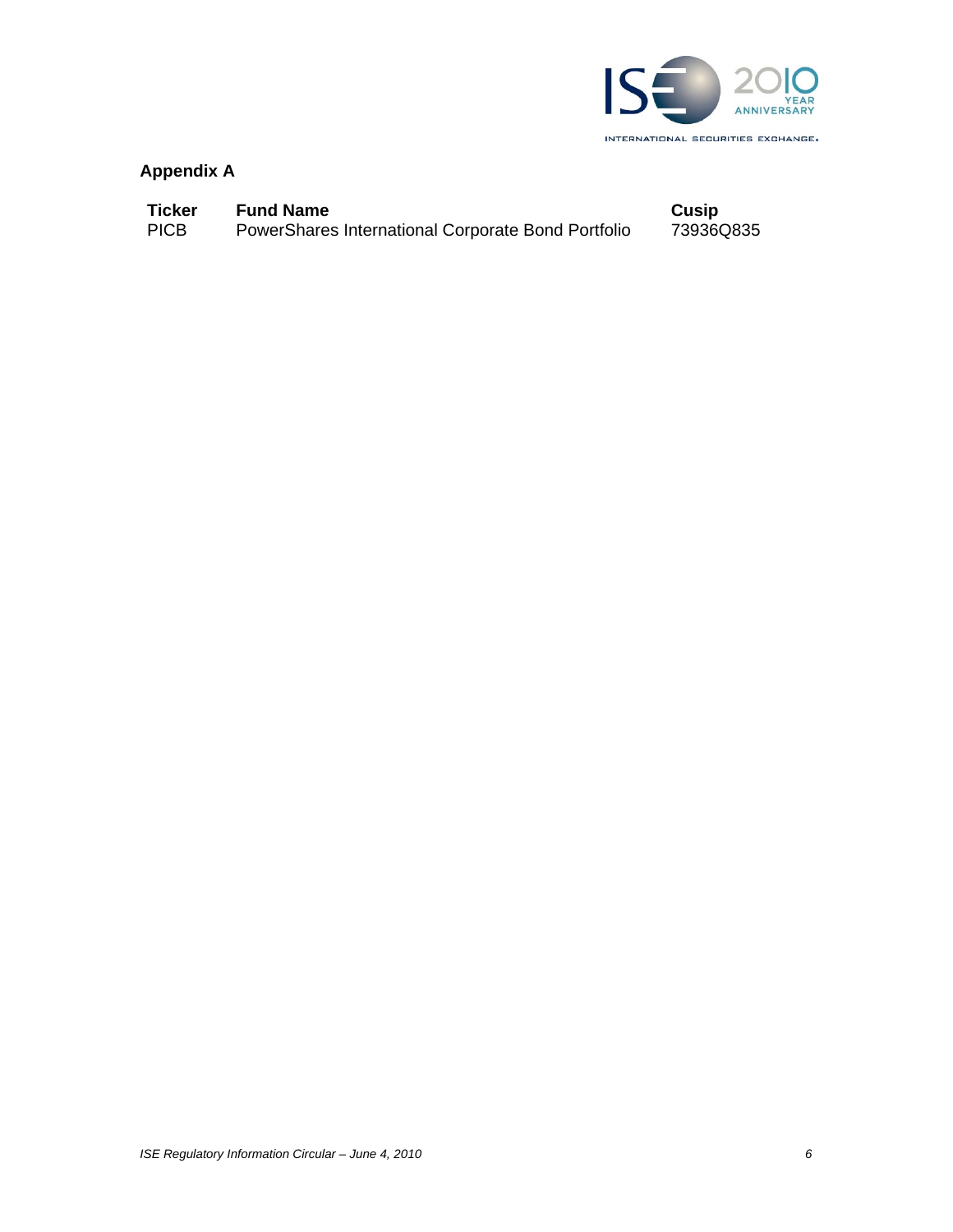## Appendix A

| Ticker | Fund Name | Cusip |
| --- | --- | --- |
| PICB | PowerShares International Corporate Bond Portfolio | 73936Q835 |